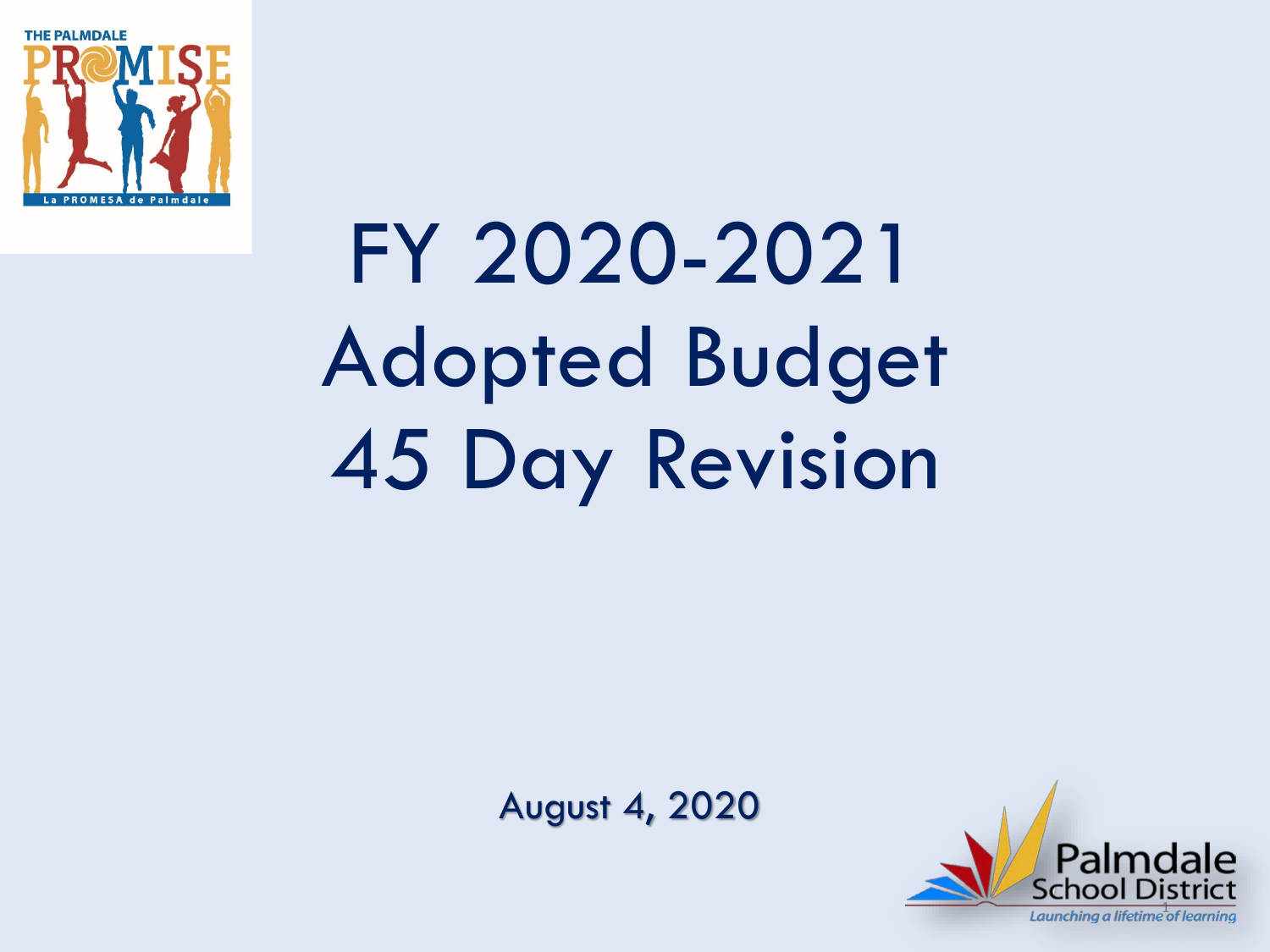# FY 2020-2021 Adopted Budget 45 Day Revision

August 4, 2020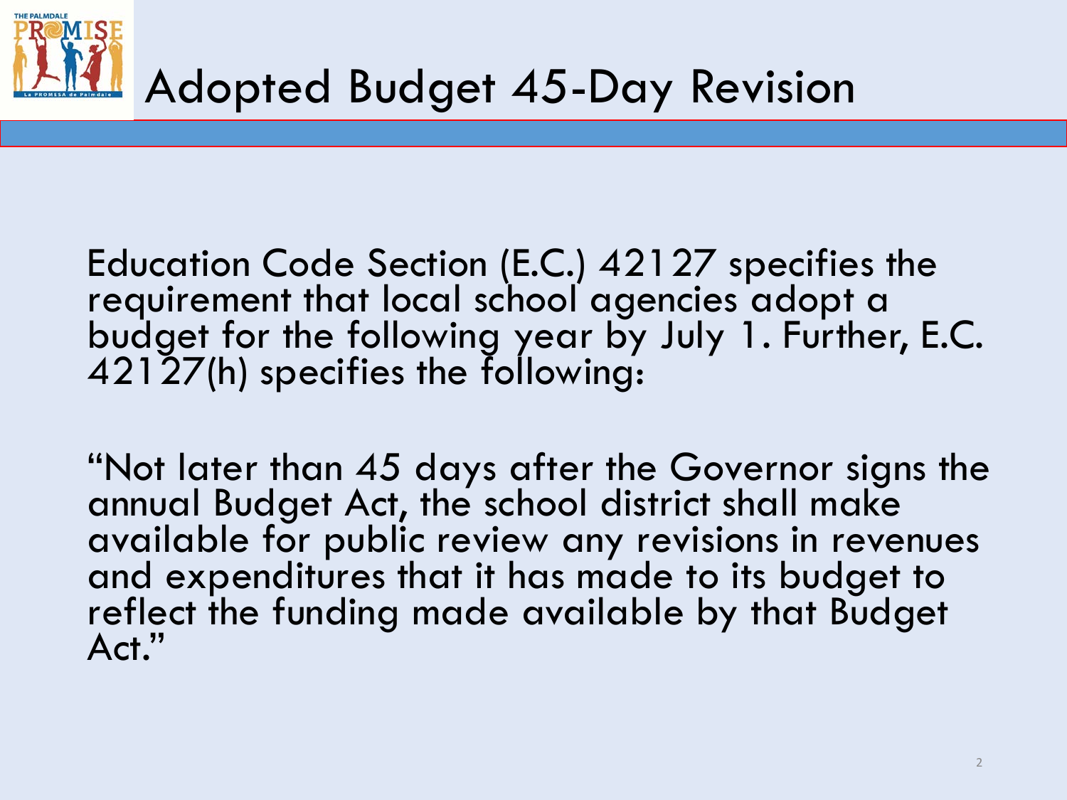# Adopted Budget 45-Day Revision

Education Code Section (E.C.) 42127 specifies the requirement that local school agencies adopt a budget for the following year by July 1. Further, E.C. 42127(h) specifies the following:

"Not later than 45 days after the Governor signs the annual Budget Act, the school district shall make available for public review any revisions in revenues and expenditures that it has made to its budget to reflect the funding made available by that Budget Act."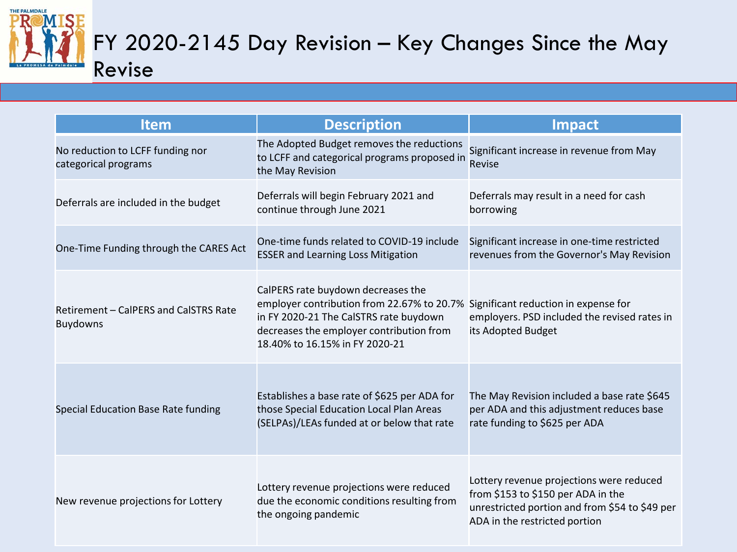# FY 2020-2145 Day Revision – Key Changes Since the May Revise

| Item | Description | Impact |
|---|---|---|
| No reduction to LCFF funding nor categorical programs | The Adopted Budget removes the reductions to LCFF and categorical programs proposed in the May Revision | Significant increase in revenue from May Revise |
| Deferrals are included in the budget | Deferrals will begin February 2021 and continue through June 2021 | Deferrals may result in a need for cash borrowing |
| One-Time Funding through the CARES Act | One-time funds related to COVID-19 include ESSER and Learning Loss Mitigation | Significant increase in one-time restricted revenues from the Governor's May Revision |
| Retirement – CalPERS and CalSTRS Rate Buydowns | CalPERS rate buydown decreases the employer contribution from 22.67% to 20.7% in FY 2020-21 The CalSTRS rate buydown decreases the employer contribution from 18.40% to 16.15% in FY 2020-21 | Significant reduction in expense for employers. PSD included the revised rates in its Adopted Budget |
| Special Education Base Rate funding | Establishes a base rate of $625 per ADA for those Special Education Local Plan Areas (SELPAs)/LEAs funded at or below that rate | The May Revision included a base rate $645 per ADA and this adjustment reduces base rate funding to $625 per ADA |
| New revenue projections for Lottery | Lottery revenue projections were reduced due the economic conditions resulting from the ongoing pandemic | Lottery revenue projections were reduced from $153 to $150 per ADA in the unrestricted portion and from $54 to $49 per ADA in the restricted portion |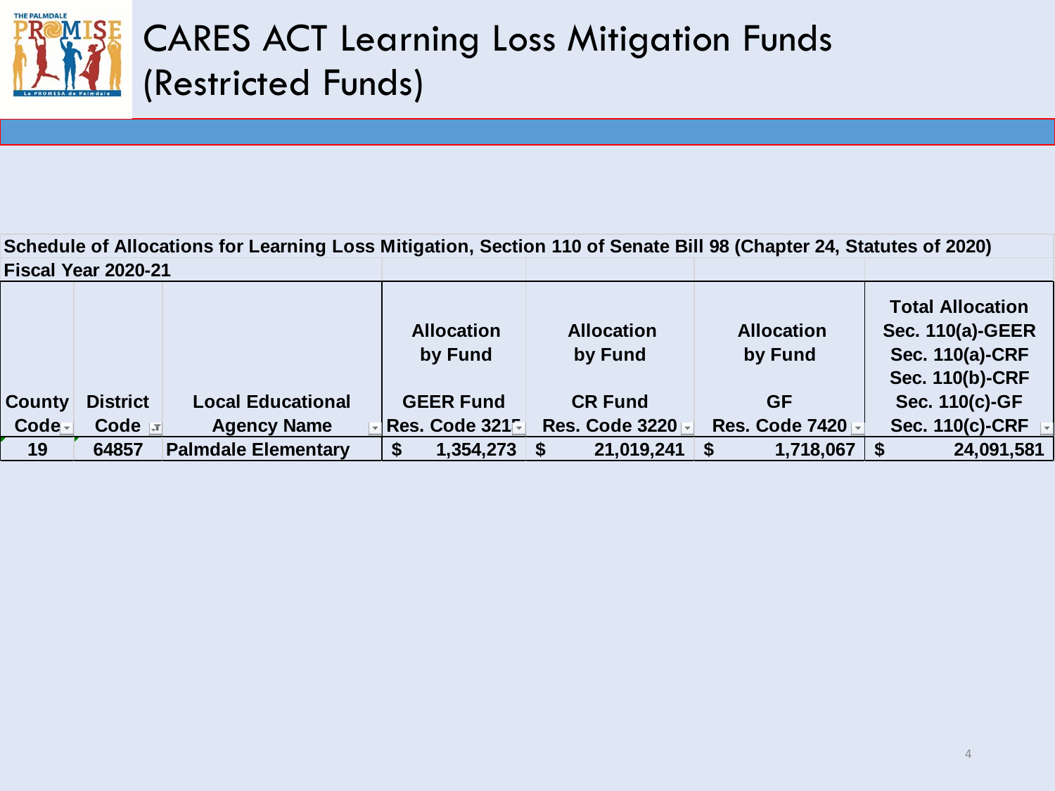# CARES ACT Learning Loss Mitigation Funds (Restricted Funds)

**Schedule of Allocations for Learning Loss Mitigation, Section 110 of Senate Bill 98 (Chapter 24, Statutes of 2020)**

**Fiscal Year 2020-21**

| County Code | District Code | Local Educational Agency Name | Allocation by Fund<br>GEER Fund<br>Res. Code 3215 | Allocation by Fund<br>CR Fund<br>Res. Code 3220 | Allocation by Fund<br>GF<br>Res. Code 7420 | Total Allocation<br>Sec. 110(a)-GEER<br>Sec. 110(a)-CRF<br>Sec. 110(b)-CRF<br>Sec. 110(c)-GF<br>Sec. 110(c)-CRF |
|---|---|---|---|---|---|---|
| 19 | 64857 | Palmdale Elementary | $ 1,354,273 | $ 21,019,241 | $ 1,718,067 | $ 24,091,581 |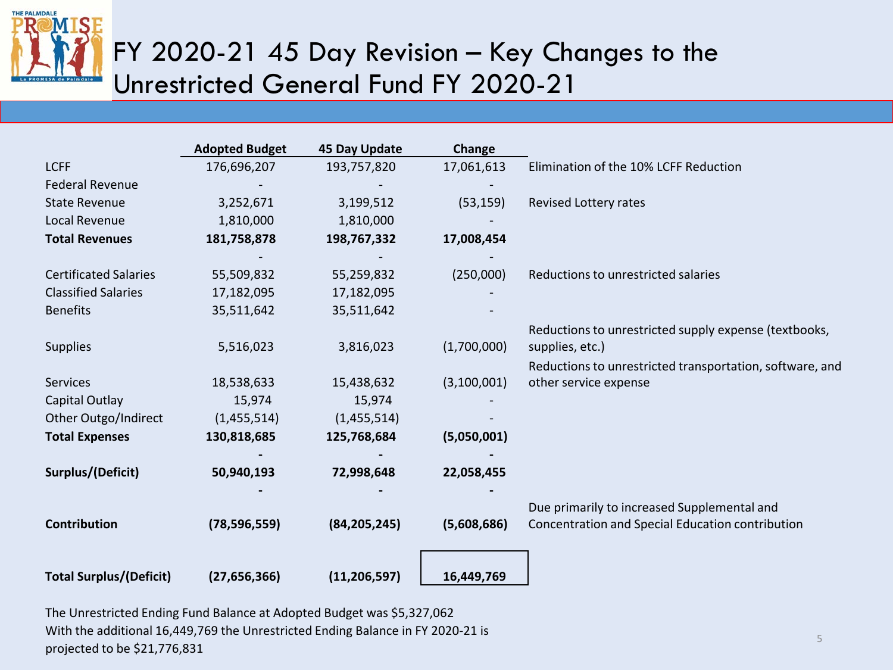# FY 2020-21 45 Day Revision – Key Changes to the Unrestricted General Fund FY 2020-21

| | Adopted Budget | 45 Day Update | Change | |
|---|---|---|---|---|
| LCFF | 176,696,207 | 193,757,820 | 17,061,613 | Elimination of the 10% LCFF Reduction |
| Federal Revenue | - | - | - | |
| State Revenue | 3,252,671 | 3,199,512 | (53,159) | Revised Lottery rates |
| Local Revenue | 1,810,000 | 1,810,000 | - | |
| **Total Revenues** | **181,758,878** | **198,767,332** | **17,008,454** | |
| | - | - | - | |
| Certificated Salaries | 55,509,832 | 55,259,832 | (250,000) | Reductions to unrestricted salaries |
| Classified Salaries | 17,182,095 | 17,182,095 | - | |
| Benefits | 35,511,642 | 35,511,642 | - | |
| Supplies | 5,516,023 | 3,816,023 | (1,700,000) | Reductions to unrestricted supply expense (textbooks, supplies, etc.) |
| Services | 18,538,633 | 15,438,632 | (3,100,001) | Reductions to unrestricted transportation, software, and other service expense |
| Capital Outlay | 15,974 | 15,974 | - | |
| Other Outgo/Indirect | (1,455,514) | (1,455,514) | - | |
| **Total Expenses** | **130,818,685** | **125,768,684** | **(5,050,001)** | |
| | **-** | **-** | **-** | |
| **Surplus/(Deficit)** | **50,940,193** | **72,998,648** | **22,058,455** | |
| | **-** | **-** | **-** | |
| **Contribution** | **(78,596,559)** | **(84,205,245)** | **(5,608,686)** | Due primarily to increased Supplemental and Concentration and Special Education contribution |
| **Total Surplus/(Deficit)** | **(27,656,366)** | **(11,206,597)** | **16,449,769** | |

The Unrestricted Ending Fund Balance at Adopted Budget was $5,327,062

With the additional 16,449,769 the Unrestricted Ending Balance in FY 2020-21 is projected to be $21,776,831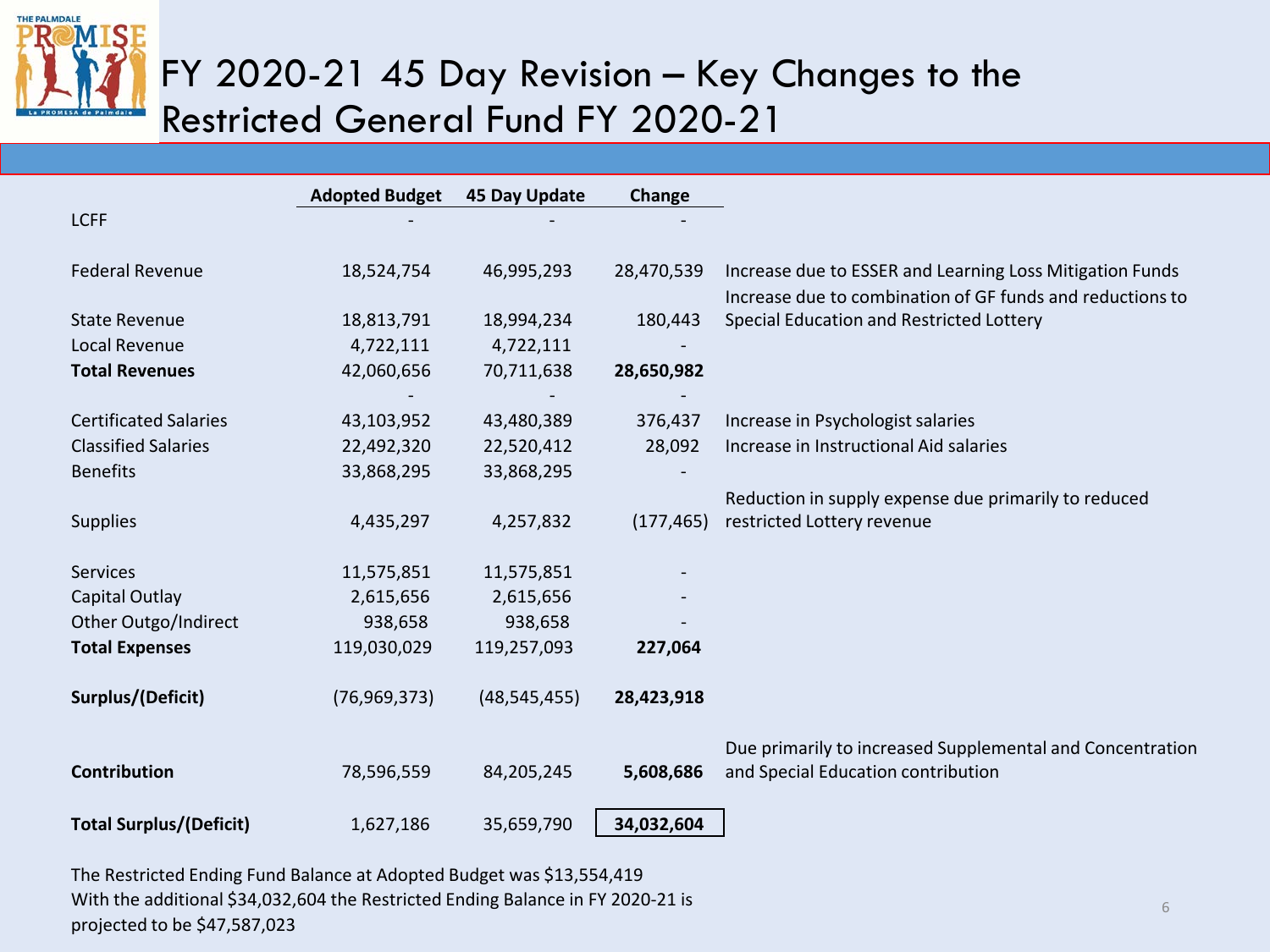# FY 2020-21 45 Day Revision – Key Changes to the Restricted General Fund FY 2020-21

| | Adopted Budget | 45 Day Update | Change | |
|---|---|---|---|---|
| LCFF | - | - | - | |
| Federal Revenue | 18,524,754 | 46,995,293 | 28,470,539 | Increase due to ESSER and Learning Loss Mitigation Funds |
| State Revenue | 18,813,791 | 18,994,234 | 180,443 | Increase due to combination of GF funds and reductions to Special Education and Restricted Lottery |
| Local Revenue | 4,722,111 | 4,722,111 | - | |
| **Total Revenues** | 42,060,656 | 70,711,638 | **28,650,982** | |
| | - | - | - | |
| Certificated Salaries | 43,103,952 | 43,480,389 | 376,437 | Increase in Psychologist salaries |
| Classified Salaries | 22,492,320 | 22,520,412 | 28,092 | Increase in Instructional Aid salaries |
| Benefits | 33,868,295 | 33,868,295 | - | |
| Supplies | 4,435,297 | 4,257,832 | (177,465) | Reduction in supply expense due primarily to reduced restricted Lottery revenue |
| Services | 11,575,851 | 11,575,851 | - | |
| Capital Outlay | 2,615,656 | 2,615,656 | - | |
| Other Outgo/Indirect | 938,658 | 938,658 | - | |
| **Total Expenses** | 119,030,029 | 119,257,093 | **227,064** | |
| **Surplus/(Deficit)** | (76,969,373) | (48,545,455) | **28,423,918** | |
| **Contribution** | 78,596,559 | 84,205,245 | **5,608,686** | Due primarily to increased Supplemental and Concentration and Special Education contribution |
| **Total Surplus/(Deficit)** | 1,627,186 | 35,659,790 | **34,032,604** | |

The Restricted Ending Fund Balance at Adopted Budget was $13,554,419
With the additional $34,032,604 the Restricted Ending Balance in FY 2020-21 is projected to be $47,587,023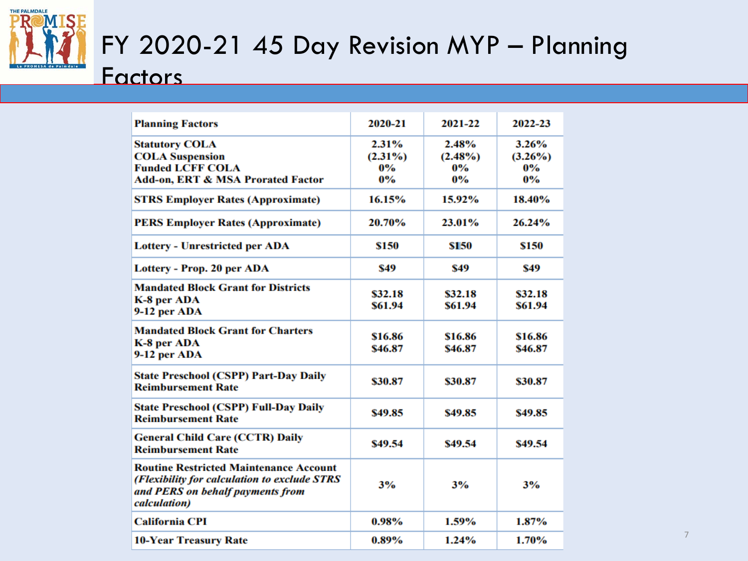# FY 2020-21 45 Day Revision MYP – Planning Factors

| Planning Factors | 2020-21 | 2021-22 | 2022-23 |
|---|---|---|---|
| **Statutory COLA**<br>**COLA Suspension**<br>**Funded LCFF COLA**<br>**Add-on, ERT & MSA Prorated Factor** | 2.31%<br>(2.31%)<br>0%<br>0% | 2.48%<br>(2.48%)<br>0%<br>0% | 3.26%<br>(3.26%)<br>0%<br>0% |
| **STRS Employer Rates (Approximate)** | 16.15% | 15.92% | 18.40% |
| **PERS Employer Rates (Approximate)** | 20.70% | 23.01% | 26.24% |
| **Lottery - Unrestricted per ADA** | $150 | $150 | $150 |
| **Lottery - Prop. 20 per ADA** | $49 | $49 | $49 |
| **Mandated Block Grant for Districts**<br>**K-8 per ADA**<br>**9-12 per ADA** | $32.18<br>$61.94 | $32.18<br>$61.94 | $32.18<br>$61.94 |
| **Mandated Block Grant for Charters**<br>**K-8 per ADA**<br>**9-12 per ADA** | $16.86<br>$46.87 | $16.86<br>$46.87 | $16.86<br>$46.87 |
| **State Preschool (CSPP) Part-Day Daily Reimbursement Rate** | $30.87 | $30.87 | $30.87 |
| **State Preschool (CSPP) Full-Day Daily Reimbursement Rate** | $49.85 | $49.85 | $49.85 |
| **General Child Care (CCTR) Daily Reimbursement Rate** | $49.54 | $49.54 | $49.54 |
| **Routine Restricted Maintenance Account** ***(Flexibility for calculation to exclude STRS and PERS on behalf payments from calculation)*** | 3% | 3% | 3% |
| **California CPI** | 0.98% | 1.59% | 1.87% |
| **10-Year Treasury Rate** | 0.89% | 1.24% | 1.70% |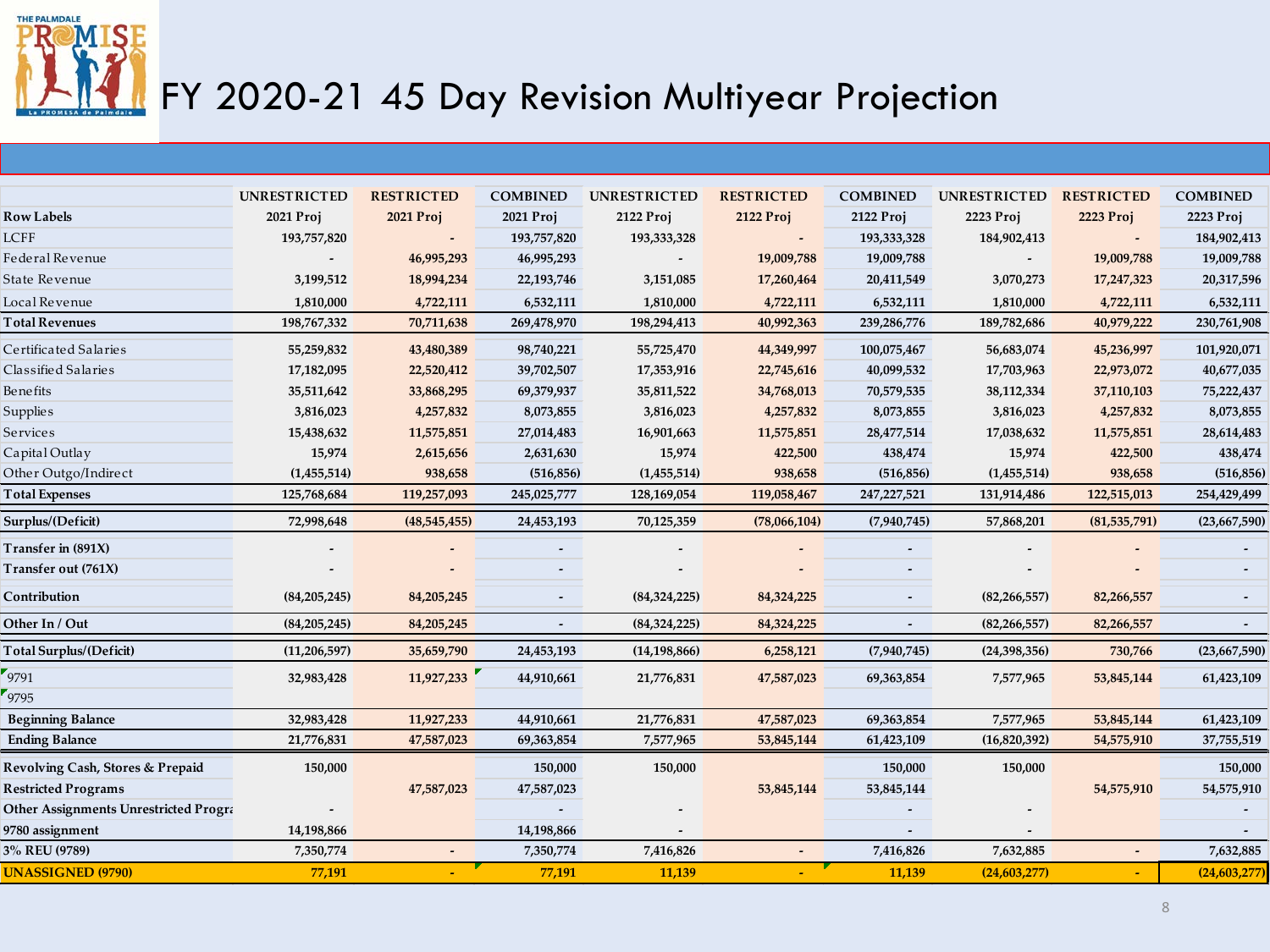# FY 2020-21 45 Day Revision Multiyear Projection

| | UNRESTRICTED | RESTRICTED | COMBINED | UNRESTRICTED | RESTRICTED | COMBINED | UNRESTRICTED | RESTRICTED | COMBINED |
|---|---|---|---|---|---|---|---|---|---|
| **Row Labels** | **2021 Proj** | **2021 Proj** | **2021 Proj** | **2122 Proj** | **2122 Proj** | **2122 Proj** | **2223 Proj** | **2223 Proj** | **2223 Proj** |
| LCFF | 193,757,820 | - | 193,757,820 | 193,333,328 | - | 193,333,328 | 184,902,413 | - | 184,902,413 |
| Federal Revenue | - | 46,995,293 | 46,995,293 | - | 19,009,788 | 19,009,788 | - | 19,009,788 | 19,009,788 |
| State Revenue | 3,199,512 | 18,994,234 | 22,193,746 | 3,151,085 | 17,260,464 | 20,411,549 | 3,070,273 | 17,247,323 | 20,317,596 |
| Local Revenue | 1,810,000 | 4,722,111 | 6,532,111 | 1,810,000 | 4,722,111 | 6,532,111 | 1,810,000 | 4,722,111 | 6,532,111 |
| **Total Revenues** | 198,767,332 | 70,711,638 | 269,478,970 | 198,294,413 | 40,992,363 | 239,286,776 | 189,782,686 | 40,979,222 | 230,761,908 |
| Certificated Salaries | 55,259,832 | 43,480,389 | 98,740,221 | 55,725,470 | 44,349,997 | 100,075,467 | 56,683,074 | 45,236,997 | 101,920,071 |
| Classified Salaries | 17,182,095 | 22,520,412 | 39,702,507 | 17,353,916 | 22,745,616 | 40,099,532 | 17,703,963 | 22,973,072 | 40,677,035 |
| Benefits | 35,511,642 | 33,868,295 | 69,379,937 | 35,811,522 | 34,768,013 | 70,579,535 | 38,112,334 | 37,110,103 | 75,222,437 |
| Supplies | 3,816,023 | 4,257,832 | 8,073,855 | 3,816,023 | 4,257,832 | 8,073,855 | 3,816,023 | 4,257,832 | 8,073,855 |
| Services | 15,438,632 | 11,575,851 | 27,014,483 | 16,901,663 | 11,575,851 | 28,477,514 | 17,038,632 | 11,575,851 | 28,614,483 |
| Capital Outlay | 15,974 | 2,615,656 | 2,631,630 | 15,974 | 422,500 | 438,474 | 15,974 | 422,500 | 438,474 |
| Other Outgo/Indirect | (1,455,514) | 938,658 | (516,856) | (1,455,514) | 938,658 | (516,856) | (1,455,514) | 938,658 | (516,856) |
| **Total Expenses** | 125,768,684 | 119,257,093 | 245,025,777 | 128,169,054 | 119,058,467 | 247,227,521 | 131,914,486 | 122,515,013 | 254,429,499 |
| **Surplus/(Deficit)** | 72,998,648 | (48,545,455) | 24,453,193 | 70,125,359 | (78,066,104) | (7,940,745) | 57,868,201 | (81,535,791) | (23,667,590) |
| **Transfer in (891X)** | - | - | - | - | - | - | - | - | - |
| **Transfer out (761X)** | - | - | - | - | - | - | - | - | - |
| **Contribution** | (84,205,245) | 84,205,245 | - | (84,324,225) | 84,324,225 | - | (82,266,557) | 82,266,557 | - |
| **Other In / Out** | (84,205,245) | 84,205,245 | - | (84,324,225) | 84,324,225 | - | (82,266,557) | 82,266,557 | - |
| **Total Surplus/(Deficit)** | (11,206,597) | 35,659,790 | 24,453,193 | (14,198,866) | 6,258,121 | (7,940,745) | (24,398,356) | 730,766 | (23,667,590) |
| 9791 | 32,983,428 | 11,927,233 | 44,910,661 | 21,776,831 | 47,587,023 | 69,363,854 | 7,577,965 | 53,845,144 | 61,423,109 |
| 9795 | | | | | | | | | |
| **Beginning Balance** | 32,983,428 | 11,927,233 | 44,910,661 | 21,776,831 | 47,587,023 | 69,363,854 | 7,577,965 | 53,845,144 | 61,423,109 |
| **Ending Balance** | 21,776,831 | 47,587,023 | 69,363,854 | 7,577,965 | 53,845,144 | 61,423,109 | (16,820,392) | 54,575,910 | 37,755,519 |
| **Revolving Cash, Stores & Prepaid** | 150,000 | | 150,000 | 150,000 | | 150,000 | 150,000 | | 150,000 |
| **Restricted Programs** | | 47,587,023 | 47,587,023 | | 53,845,144 | 53,845,144 | | 54,575,910 | 54,575,910 |
| **Other Assignments Unrestricted Progra** | - | | - | - | | - | - | | - |
| **9780 assignment** | 14,198,866 | | 14,198,866 | - | | - | - | | - |
| **3% REU (9789)** | 7,350,774 | - | 7,350,774 | 7,416,826 | - | 7,416,826 | 7,632,885 | - | 7,632,885 |
| **UNASSIGNED (9790)** | 77,191 | - | 77,191 | 11,139 | - | 11,139 | (24,603,277) | - | (24,603,277) |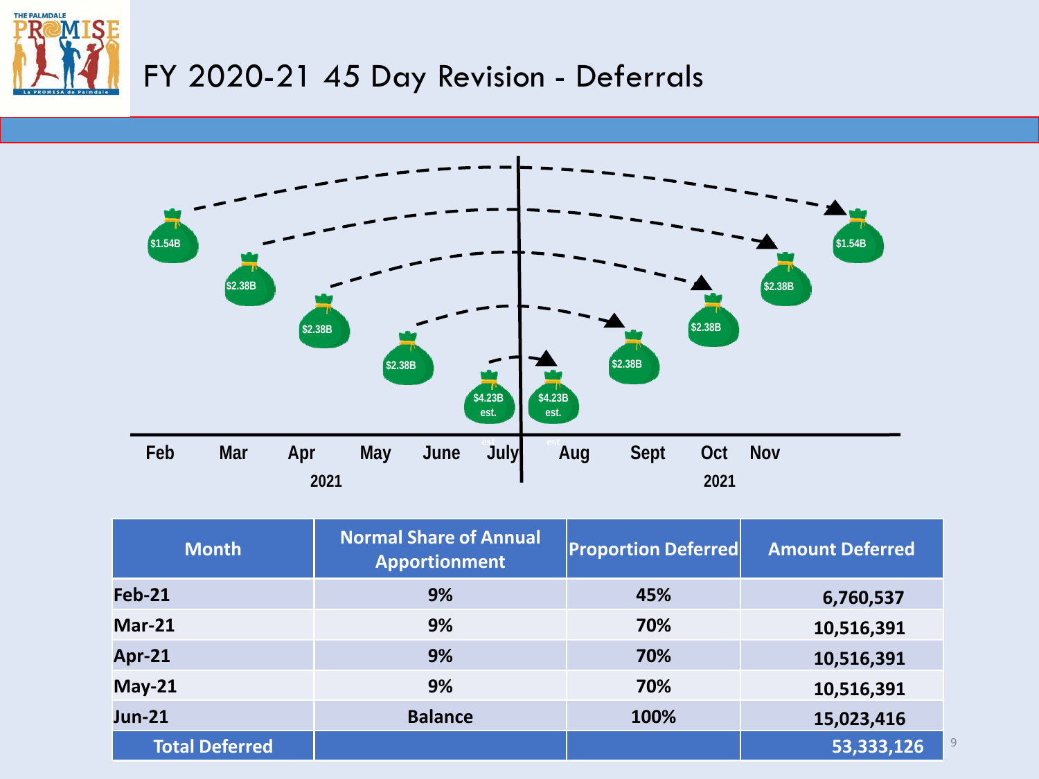# FY 2020-21 45 Day Revision - Deferrals

$1.54B
$2.38B
$2.38B
$2.38B
$4.23B est.
$4.23B est.
$2.38B
$2.38B
$2.38B
$1.54B

Feb Mar Apr May June July Aug Sept Oct Nov

2021 2021

| Month | Normal Share of Annual Apportionment | Proportion Deferred | Amount Deferred |
|---|---|---|---|
| Feb-21 | 9% | 45% | 6,760,537 |
| Mar-21 | 9% | 70% | 10,516,391 |
| Apr-21 | 9% | 70% | 10,516,391 |
| May-21 | 9% | 70% | 10,516,391 |
| Jun-21 | Balance | 100% | 15,023,416 |
| Total Deferred | | | 53,333,126 |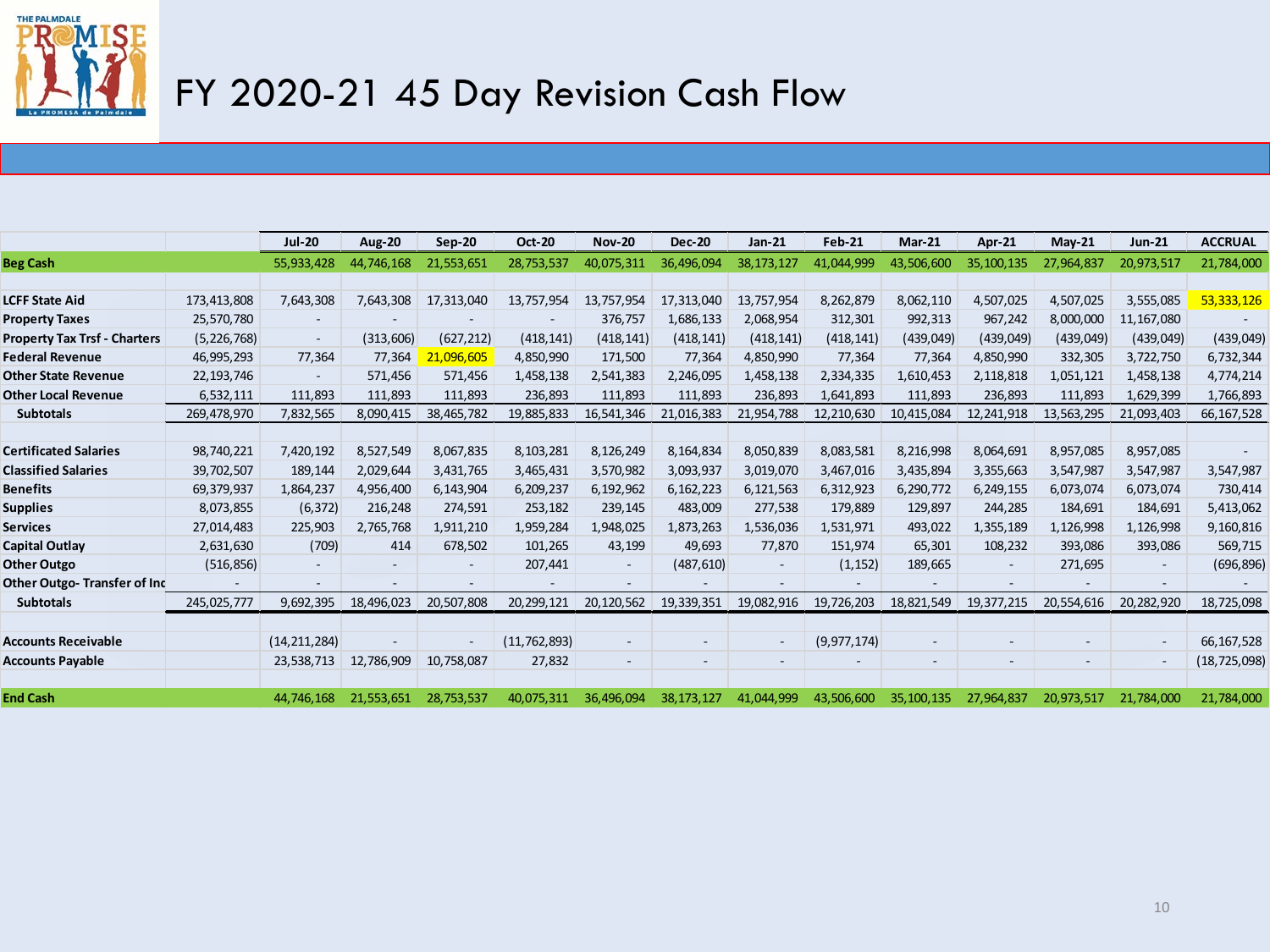# FY 2020-21 45 Day Revision Cash Flow

| | | Jul-20 | Aug-20 | Sep-20 | Oct-20 | Nov-20 | Dec-20 | Jan-21 | Feb-21 | Mar-21 | Apr-21 | May-21 | Jun-21 | ACCRUAL |
|---|---|---|---|---|---|---|---|---|---|---|---|---|---|---|
| **Beg Cash** | | 55,933,428 | 44,746,168 | 21,553,651 | 28,753,537 | 40,075,311 | 36,496,094 | 38,173,127 | 41,044,999 | 43,506,600 | 35,100,135 | 27,964,837 | 20,973,517 | 21,784,000 |
| | | | | | | | | | | | | | | |
| **LCFF State Aid** | 173,413,808 | 7,643,308 | 7,643,308 | 17,313,040 | 13,757,954 | 13,757,954 | 17,313,040 | 13,757,954 | 8,262,879 | 8,062,110 | 4,507,025 | 4,507,025 | 3,555,085 | 53,333,126 |
| **Property Taxes** | 25,570,780 | - | - | - | - | 376,757 | 1,686,133 | 2,068,954 | 312,301 | 992,313 | 967,242 | 8,000,000 | 11,167,080 | - |
| **Property Tax Trsf - Charters** | (5,226,768) | - | (313,606) | (627,212) | (418,141) | (418,141) | (418,141) | (418,141) | (418,141) | (439,049) | (439,049) | (439,049) | (439,049) | (439,049) |
| **Federal Revenue** | 46,995,293 | 77,364 | 77,364 | 21,096,605 | 4,850,990 | 171,500 | 77,364 | 4,850,990 | 77,364 | 77,364 | 4,850,990 | 332,305 | 3,722,750 | 6,732,344 |
| **Other State Revenue** | 22,193,746 | - | 571,456 | 571,456 | 1,458,138 | 2,541,383 | 2,246,095 | 1,458,138 | 2,334,335 | 1,610,453 | 2,118,818 | 1,051,121 | 1,458,138 | 4,774,214 |
| **Other Local Revenue** | 6,532,111 | 111,893 | 111,893 | 111,893 | 236,893 | 111,893 | 111,893 | 236,893 | 1,641,893 | 111,893 | 236,893 | 111,893 | 1,629,399 | 1,766,893 |
| **Subtotals** | 269,478,970 | 7,832,565 | 8,090,415 | 38,465,782 | 19,885,833 | 16,541,346 | 21,016,383 | 21,954,788 | 12,210,630 | 10,415,084 | 12,241,918 | 13,563,295 | 21,093,403 | 66,167,528 |
| | | | | | | | | | | | | | | |
| **Certificated Salaries** | 98,740,221 | 7,420,192 | 8,527,549 | 8,067,835 | 8,103,281 | 8,126,249 | 8,164,834 | 8,050,839 | 8,083,581 | 8,216,998 | 8,064,691 | 8,957,085 | 8,957,085 | - |
| **Classified Salaries** | 39,702,507 | 189,144 | 2,029,644 | 3,431,765 | 3,465,431 | 3,570,982 | 3,093,937 | 3,019,070 | 3,467,016 | 3,435,894 | 3,355,663 | 3,547,987 | 3,547,987 | 3,547,987 |
| **Benefits** | 69,379,937 | 1,864,237 | 4,956,400 | 6,143,904 | 6,209,237 | 6,192,962 | 6,162,223 | 6,121,563 | 6,312,923 | 6,290,772 | 6,249,155 | 6,073,074 | 6,073,074 | 730,414 |
| **Supplies** | 8,073,855 | (6,372) | 216,248 | 274,591 | 253,182 | 239,145 | 483,009 | 277,538 | 179,889 | 129,897 | 244,285 | 184,691 | 184,691 | 5,413,062 |
| **Services** | 27,014,483 | 225,903 | 2,765,768 | 1,911,210 | 1,959,284 | 1,948,025 | 1,873,263 | 1,536,036 | 1,531,971 | 493,022 | 1,355,189 | 1,126,998 | 1,126,998 | 9,160,816 |
| **Capital Outlay** | 2,631,630 | (709) | 414 | 678,502 | 101,265 | 43,199 | 49,693 | 77,870 | 151,974 | 65,301 | 108,232 | 393,086 | 393,086 | 569,715 |
| **Other Outgo** | (516,856) | - | - | - | 207,441 | - | (487,610) | - | (1,152) | 189,665 | - | 271,695 | - | (696,896) |
| **Other Outgo- Transfer of Inc** | - | - | - | - | - | - | - | - | - | - | - | - | - | - |
| **Subtotals** | 245,025,777 | 9,692,395 | 18,496,023 | 20,507,808 | 20,299,121 | 20,120,562 | 19,339,351 | 19,082,916 | 19,726,203 | 18,821,549 | 19,377,215 | 20,554,616 | 20,282,920 | 18,725,098 |
| | | | | | | | | | | | | | | |
| **Accounts Receivable** | | (14,211,284) | - | - | (11,762,893) | - | - | - | (9,977,174) | - | - | - | - | 66,167,528 |
| **Accounts Payable** | | 23,538,713 | 12,786,909 | 10,758,087 | 27,832 | - | - | - | - | - | - | - | - | (18,725,098) |
| | | | | | | | | | | | | | | |
| **End Cash** | | 44,746,168 | 21,553,651 | 28,753,537 | 40,075,311 | 36,496,094 | 38,173,127 | 41,044,999 | 43,506,600 | 35,100,135 | 27,964,837 | 20,973,517 | 21,784,000 | 21,784,000 |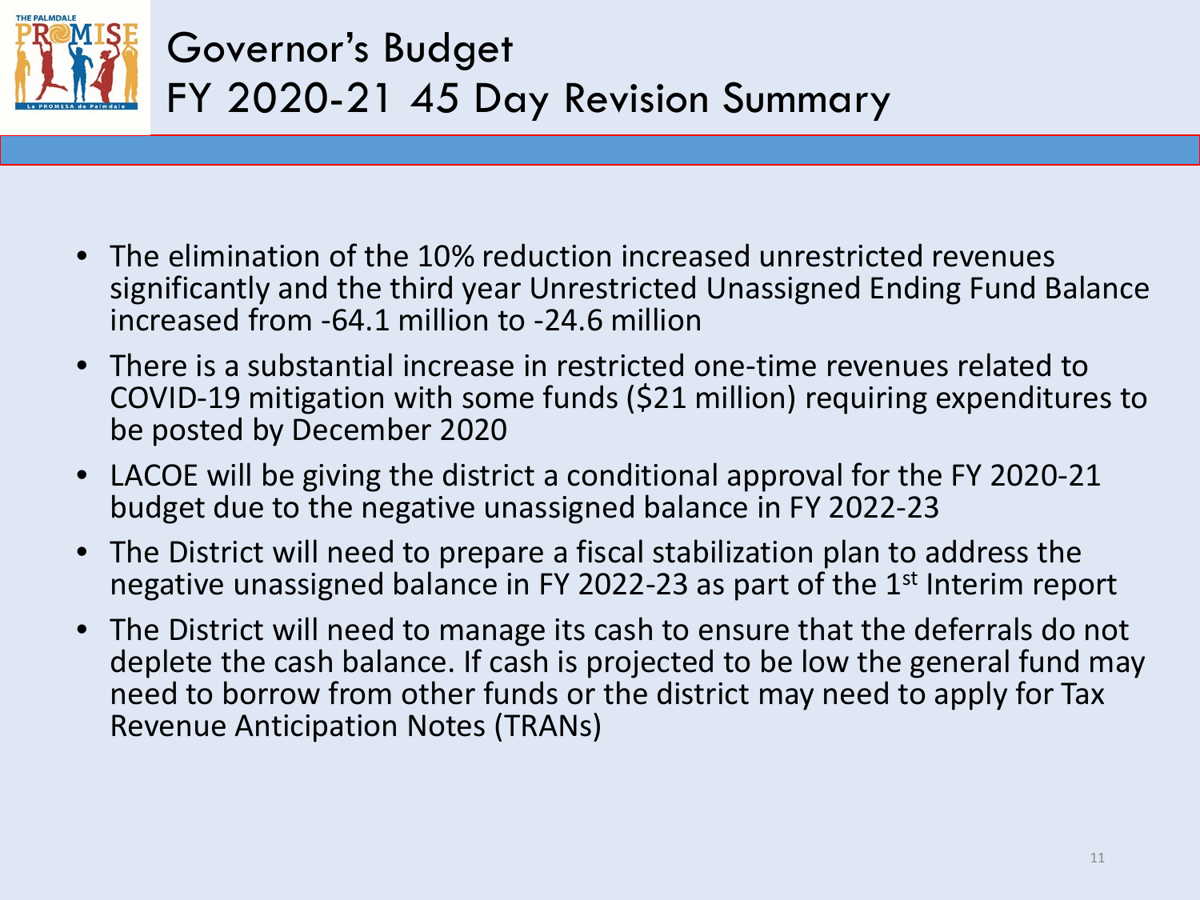# Governor's Budget FY 2020-21 45 Day Revision Summary

- The elimination of the 10% reduction increased unrestricted revenues significantly and the third year Unrestricted Unassigned Ending Fund Balance increased from -64.1 million to -24.6 million
- There is a substantial increase in restricted one-time revenues related to COVID-19 mitigation with some funds ($21 million) requiring expenditures to be posted by December 2020
- LACOE will be giving the district a conditional approval for the FY 2020-21 budget due to the negative unassigned balance in FY 2022-23
- The District will need to prepare a fiscal stabilization plan to address the negative unassigned balance in FY 2022-23 as part of the 1st Interim report
- The District will need to manage its cash to ensure that the deferrals do not deplete the cash balance. If cash is projected to be low the general fund may need to borrow from other funds or the district may need to apply for Tax Revenue Anticipation Notes (TRANs)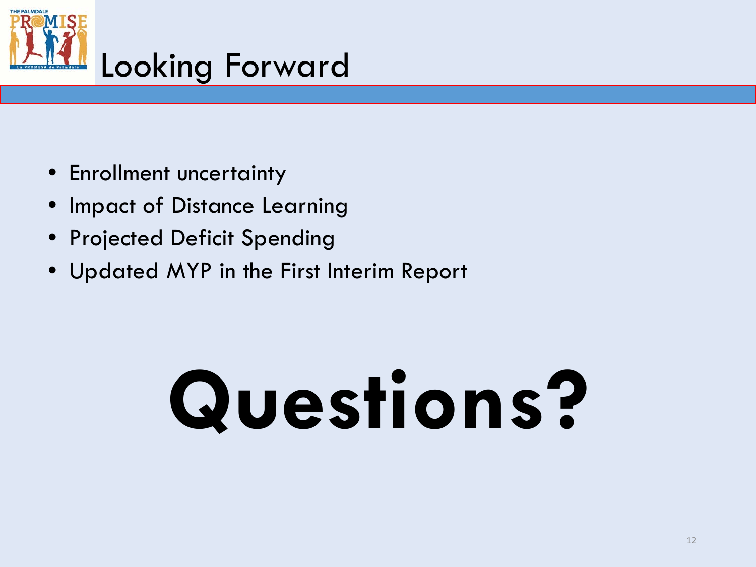# Looking Forward

- Enrollment uncertainty
- Impact of Distance Learning
- Projected Deficit Spending
- Updated MYP in the First Interim Report

# Questions?